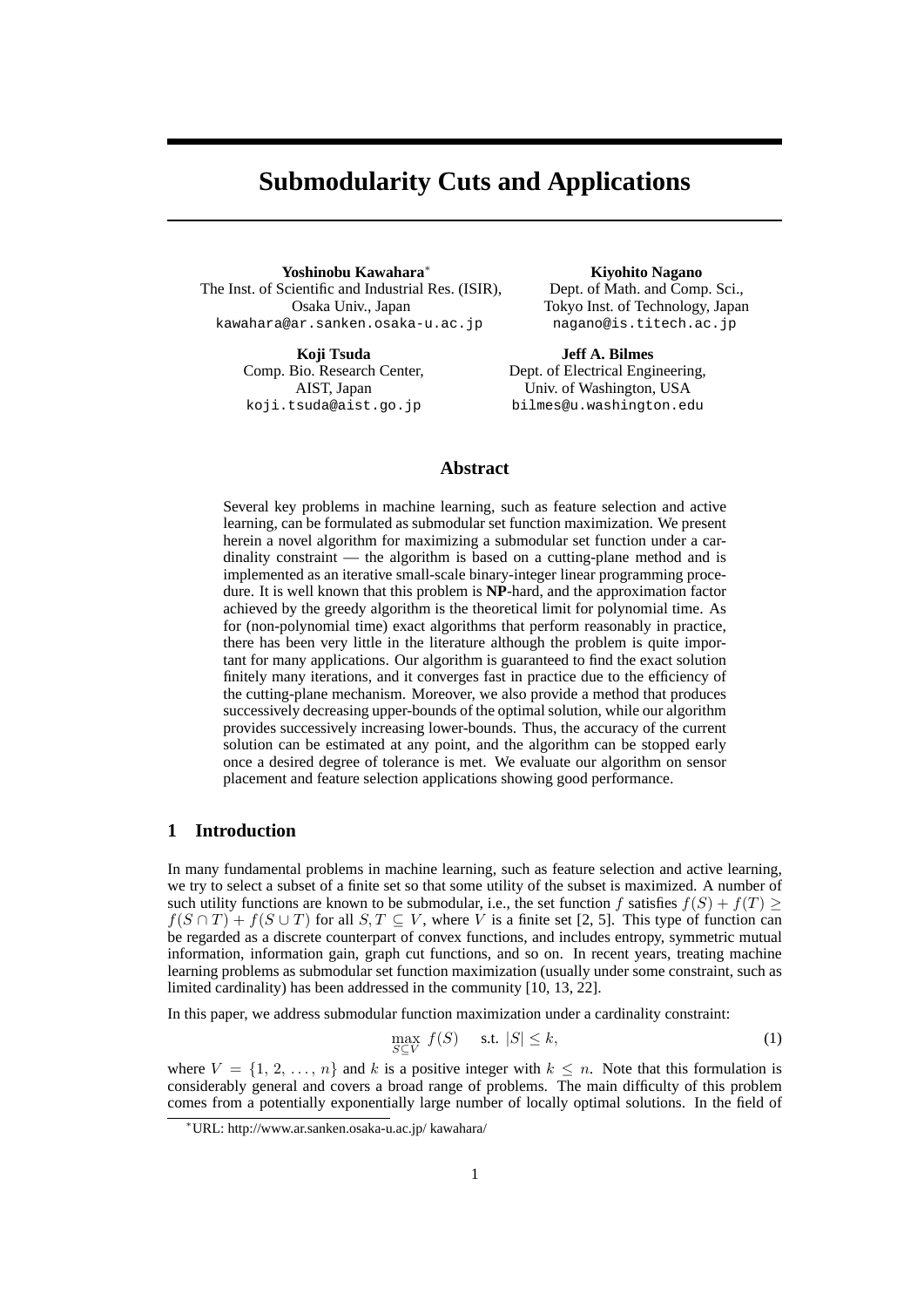# Submodularity Cuts and Applications

**Yoshinobu Kawahara**[*]
The Inst. of Scientific and Industrial Res. (ISIR),
Osaka Univ., Japan
kawahara@ar.sanken.osaka-u.ac.jp

**Kiyohito Nagano**
Dept. of Math. and Comp. Sci.,
Tokyo Inst. of Technology, Japan
nagano@is.titech.ac.jp

**Koji Tsuda**
Comp. Bio. Research Center,
AIST, Japan
koji.tsuda@aist.go.jp

**Jeff A. Bilmes**
Dept. of Electrical Engineering,
Univ. of Washington, USA
bilmes@u.washington.edu

## Abstract

Several key problems in machine learning, such as feature selection and active learning, can be formulated as submodular set function maximization. We present herein a novel algorithm for maximizing a submodular set function under a cardinality constraint — the algorithm is based on a cutting-plane method and is implemented as an iterative small-scale binary-integer linear programming procedure. It is well known that this problem is **NP**-hard, and the approximation factor achieved by the greedy algorithm is the theoretical limit for polynomial time. As for (non-polynomial time) exact algorithms that perform reasonably in practice, there has been very little in the literature although the problem is quite important for many applications. Our algorithm is guaranteed to find the exact solution finitely many iterations, and it converges fast in practice due to the efficiency of the cutting-plane mechanism. Moreover, we also provide a method that produces successively decreasing upper-bounds of the optimal solution, while our algorithm provides successively increasing lower-bounds. Thus, the accuracy of the current solution can be estimated at any point, and the algorithm can be stopped early once a desired degree of tolerance is met. We evaluate our algorithm on sensor placement and feature selection applications showing good performance.

## 1 Introduction

In many fundamental problems in machine learning, such as feature selection and active learning, we try to select a subset of a finite set so that some utility of the subset is maximized. A number of such utility functions are known to be submodular, i.e., the set function $f$ satisfies $f(S) + f(T) \geq f(S \cap T) + f(S \cup T)$ for all $S, T \subseteq V$, where $V$ is a finite set [2, 5]. This type of function can be regarded as a discrete counterpart of convex functions, and includes entropy, symmetric mutual information, information gain, graph cut functions, and so on. In recent years, treating machine learning problems as submodular set function maximization (usually under some constraint, such as limited cardinality) has been addressed in the community [10, 13, 22].

In this paper, we address submodular function maximization under a cardinality constraint:

$$\max_{S \subseteq V} f(S) \quad \text{s.t. } |S| \leq k, \tag{1}$$

where $V = \{1, 2, \ldots, n\}$ and $k$ is a positive integer with $k \leq n$. Note that this formulation is considerably general and covers a broad range of problems. The main difficulty of this problem comes from a potentially exponentially large number of locally optimal solutions. In the field of

[*]URL: http://www.ar.sanken.osaka-u.ac.jp/ kawahara/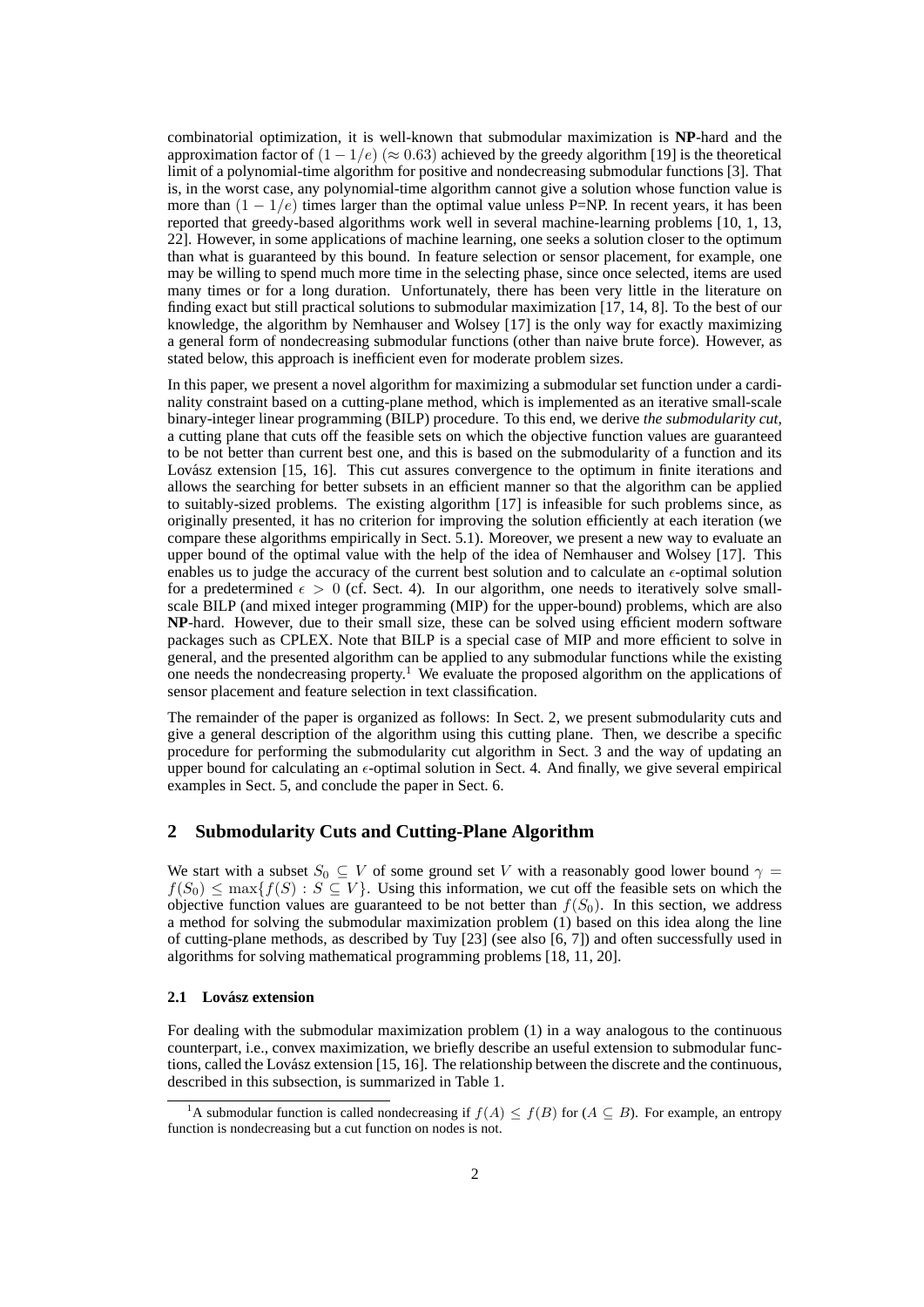combinatorial optimization, it is well-known that submodular maximization is **NP**-hard and the approximation factor of $(1 - 1/e)$ ($\approx 0.63$) achieved by the greedy algorithm [19] is the theoretical limit of a polynomial-time algorithm for positive and nondecreasing submodular functions [3]. That is, in the worst case, any polynomial-time algorithm cannot give a solution whose function value is more than $(1 - 1/e)$ times larger than the optimal value unless P=NP. In recent years, it has been reported that greedy-based algorithms work well in several machine-learning problems [10, 1, 13, 22]. However, in some applications of machine learning, one seeks a solution closer to the optimum than what is guaranteed by this bound. In feature selection or sensor placement, for example, one may be willing to spend much more time in the selecting phase, since once selected, items are used many times or for a long duration. Unfortunately, there has been very little in the literature on finding exact but still practical solutions to submodular maximization [17, 14, 8]. To the best of our knowledge, the algorithm by Nemhauser and Wolsey [17] is the only way for exactly maximizing a general form of nondecreasing submodular functions (other than naive brute force). However, as stated below, this approach is inefficient even for moderate problem sizes.

In this paper, we present a novel algorithm for maximizing a submodular set function under a cardinality constraint based on a cutting-plane method, which is implemented as an iterative small-scale binary-integer linear programming (BILP) procedure. To this end, we derive *the submodularity cut*, a cutting plane that cuts off the feasible sets on which the objective function values are guaranteed to be not better than current best one, and this is based on the submodularity of a function and its Lovász extension [15, 16]. This cut assures convergence to the optimum in finite iterations and allows the searching for better subsets in an efficient manner so that the algorithm can be applied to suitably-sized problems. The existing algorithm [17] is infeasible for such problems since, as originally presented, it has no criterion for improving the solution efficiently at each iteration (we compare these algorithms empirically in Sect. 5.1). Moreover, we present a new way to evaluate an upper bound of the optimal value with the help of the idea of Nemhauser and Wolsey [17]. This enables us to judge the accuracy of the current best solution and to calculate an $\epsilon$-optimal solution for a predetermined $\epsilon > 0$ (cf. Sect. 4). In our algorithm, one needs to iteratively solve small-scale BILP (and mixed integer programming (MIP) for the upper-bound) problems, which are also **NP**-hard. However, due to their small size, these can be solved using efficient modern software packages such as CPLEX. Note that BILP is a special case of MIP and more efficient to solve in general, and the presented algorithm can be applied to any submodular functions while the existing one needs the nondecreasing property.[1] We evaluate the proposed algorithm on the applications of sensor placement and feature selection in text classification.

The remainder of the paper is organized as follows: In Sect. 2, we present submodularity cuts and give a general description of the algorithm using this cutting plane. Then, we describe a specific procedure for performing the submodularity cut algorithm in Sect. 3 and the way of updating an upper bound for calculating an $\epsilon$-optimal solution in Sect. 4. And finally, we give several empirical examples in Sect. 5, and conclude the paper in Sect. 6.

## 2 Submodularity Cuts and Cutting-Plane Algorithm

We start with a subset $S_0 \subseteq V$ of some ground set $V$ with a reasonably good lower bound $\gamma = f(S_0) \leq \max\{f(S) : S \subseteq V\}$. Using this information, we cut off the feasible sets on which the objective function values are guaranteed to be not better than $f(S_0)$. In this section, we address a method for solving the submodular maximization problem (1) based on this idea along the line of cutting-plane methods, as described by Tuy [23] (see also [6, 7]) and often successfully used in algorithms for solving mathematical programming problems [18, 11, 20].

### 2.1 Lovász extension

For dealing with the submodular maximization problem (1) in a way analogous to the continuous counterpart, i.e., convex maximization, we briefly describe an useful extension to submodular functions, called the Lovász extension [15, 16]. The relationship between the discrete and the continuous, described in this subsection, is summarized in Table 1.

[1] A submodular function is called nondecreasing if $f(A) \leq f(B)$ for ($A \subseteq B$). For example, an entropy function is nondecreasing but a cut function on nodes is not.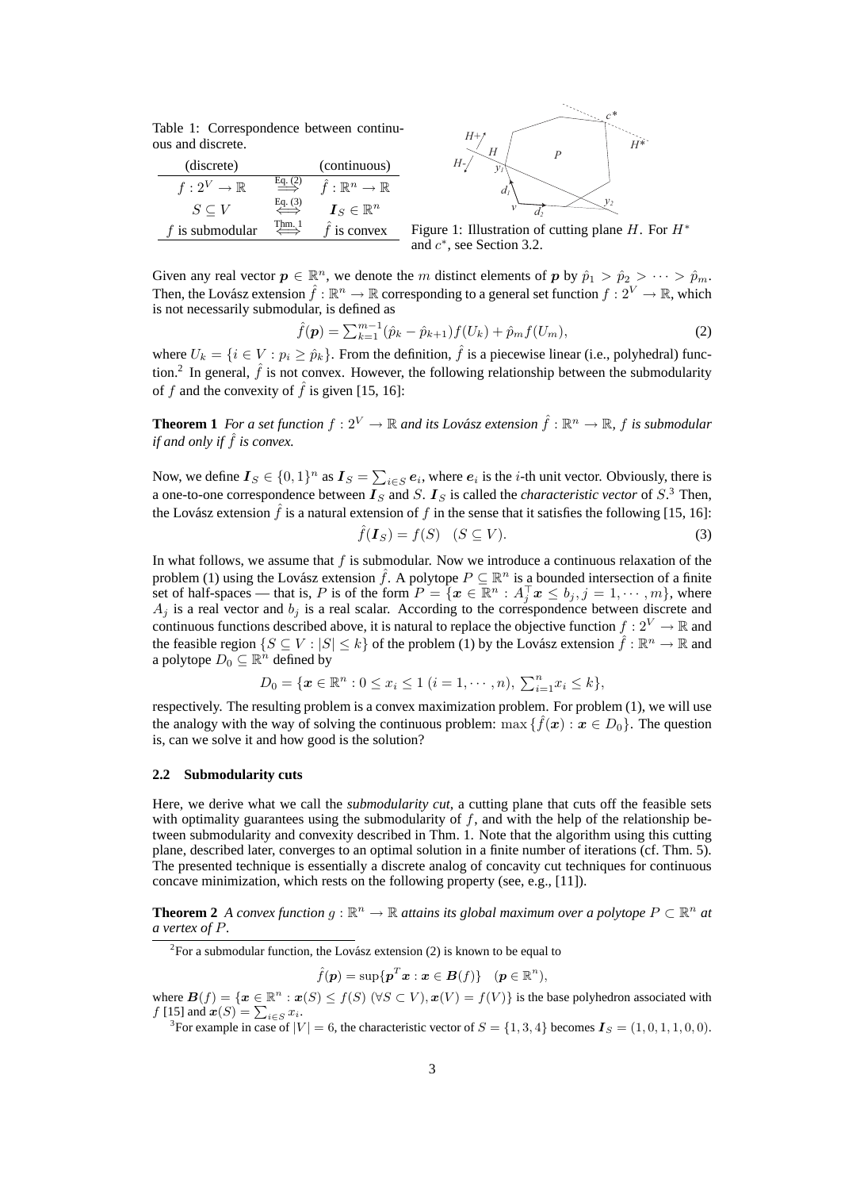Table 1: Correspondence between continuous and discrete.

| (discrete) | | (continuous) |
|---|---|---|
| $f : 2^V \to \mathbb{R}$ | $\overset{\text{Eq. (2)}}{\Longrightarrow}$ | $\hat{f} : \mathbb{R}^n \to \mathbb{R}$ |
| $S \subseteq V$ | $\overset{\text{Eq. (3)}}{\Longleftrightarrow}$ | $\boldsymbol{I}_S \in \mathbb{R}^n$ |
| $f$ is submodular | $\overset{\text{Thm. 1}}{\Longleftrightarrow}$ | $\hat{f}$ is convex |

Figure 1: Illustration of cutting plane $H$. For $H^*$ and $c^*$, see Section 3.2.

Given any real vector $\boldsymbol{p} \in \mathbb{R}^n$, we denote the $m$ distinct elements of $\boldsymbol{p}$ by $\hat{p}_1 > \hat{p}_2 > \cdots > \hat{p}_m$. Then, the Lovász extension $\hat{f} : \mathbb{R}^n \to \mathbb{R}$ corresponding to a general set function $f : 2^V \to \mathbb{R}$, which is not necessarily submodular, is defined as

$$\hat{f}(\boldsymbol{p}) = \sum_{k=1}^{m-1} (\hat{p}_k - \hat{p}_{k+1}) f(U_k) + \hat{p}_m f(U_m), \tag{2}$$

where $U_k = \{i \in V : p_i \geq \hat{p}_k\}$. From the definition, $\hat{f}$ is a piecewise linear (i.e., polyhedral) function.[2] In general, $\hat{f}$ is not convex. However, the following relationship between the submodularity of $f$ and the convexity of $\hat{f}$ is given [15, 16]:

**Theorem 1** *For a set function $f : 2^V \to \mathbb{R}$ and its Lovász extension $\hat{f} : \mathbb{R}^n \to \mathbb{R}$, $f$ is submodular if and only if $\hat{f}$ is convex.*

Now, we define $\boldsymbol{I}_S \in \{0, 1\}^n$ as $\boldsymbol{I}_S = \sum_{i \in S} \boldsymbol{e}_i$, where $\boldsymbol{e}_i$ is the $i$-th unit vector. Obviously, there is a one-to-one correspondence between $\boldsymbol{I}_S$ and $S$. $\boldsymbol{I}_S$ is called the *characteristic vector* of $S$.[3] Then, the Lovász extension $\hat{f}$ is a natural extension of $f$ in the sense that it satisfies the following [15, 16]:

$$\hat{f}(\boldsymbol{I}_S) = f(S) \quad (S \subseteq V). \tag{3}$$

In what follows, we assume that $f$ is submodular. Now we introduce a continuous relaxation of the problem (1) using the Lovász extension $\hat{f}$. A polytope $P \subseteq \mathbb{R}^n$ is a bounded intersection of a finite set of half-spaces — that is, $P$ is of the form $P = \{\boldsymbol{x} \in \mathbb{R}^n : A_j^\top \boldsymbol{x} \leq b_j, j = 1, \cdots, m\}$, where $A_j$ is a real vector and $b_j$ is a real scalar. According to the correspondence between discrete and continuous functions described above, it is natural to replace the objective function $f : 2^V \to \mathbb{R}$ and the feasible region $\{S \subseteq V : |S| \leq k\}$ of the problem (1) by the Lovász extension $\hat{f} : \mathbb{R}^n \to \mathbb{R}$ and a polytope $D_0 \subseteq \mathbb{R}^n$ defined by

$$D_0 = \{\boldsymbol{x} \in \mathbb{R}^n : 0 \leq x_i \leq 1 \ (i = 1, \cdots, n), \ \textstyle\sum_{i=1}^n x_i \leq k\},$$

respectively. The resulting problem is a convex maximization problem. For problem (1), we will use the analogy with the way of solving the continuous problem: $\max\{\hat{f}(\boldsymbol{x}) : \boldsymbol{x} \in D_0\}$. The question is, can we solve it and how good is the solution?

### 2.2 Submodularity cuts

Here, we derive what we call the *submodularity cut*, a cutting plane that cuts off the feasible sets with optimality guarantees using the submodularity of $f$, and with the help of the relationship between submodularity and convexity described in Thm. 1. Note that the algorithm using this cutting plane, described later, converges to an optimal solution in a finite number of iterations (cf. Thm. 5). The presented technique is essentially a discrete analog of concavity cut techniques for continuous concave minimization, which rests on the following property (see, e.g., [11]).

**Theorem 2** *A convex function $g : \mathbb{R}^n \to \mathbb{R}$ attains its global maximum over a polytope $P \subset \mathbb{R}^n$ at a vertex of $P$.*

---

[2] For a submodular function, the Lovász extension (2) is known to be equal to

$$\hat{f}(\boldsymbol{p}) = \sup\{\boldsymbol{p}^T \boldsymbol{x} : \boldsymbol{x} \in \boldsymbol{B}(f)\} \quad (\boldsymbol{p} \in \mathbb{R}^n),$$

where $\boldsymbol{B}(f) = \{\boldsymbol{x} \in \mathbb{R}^n : \boldsymbol{x}(S) \leq f(S) \ (\forall S \subset V), \boldsymbol{x}(V) = f(V)\}$ is the base polyhedron associated with $f$ [15] and $\boldsymbol{x}(S) = \sum_{i \in S} x_i$.

[3] For example in case of $|V| = 6$, the characteristic vector of $S = \{1, 3, 4\}$ becomes $\boldsymbol{I}_S = (1, 0, 1, 1, 0, 0)$.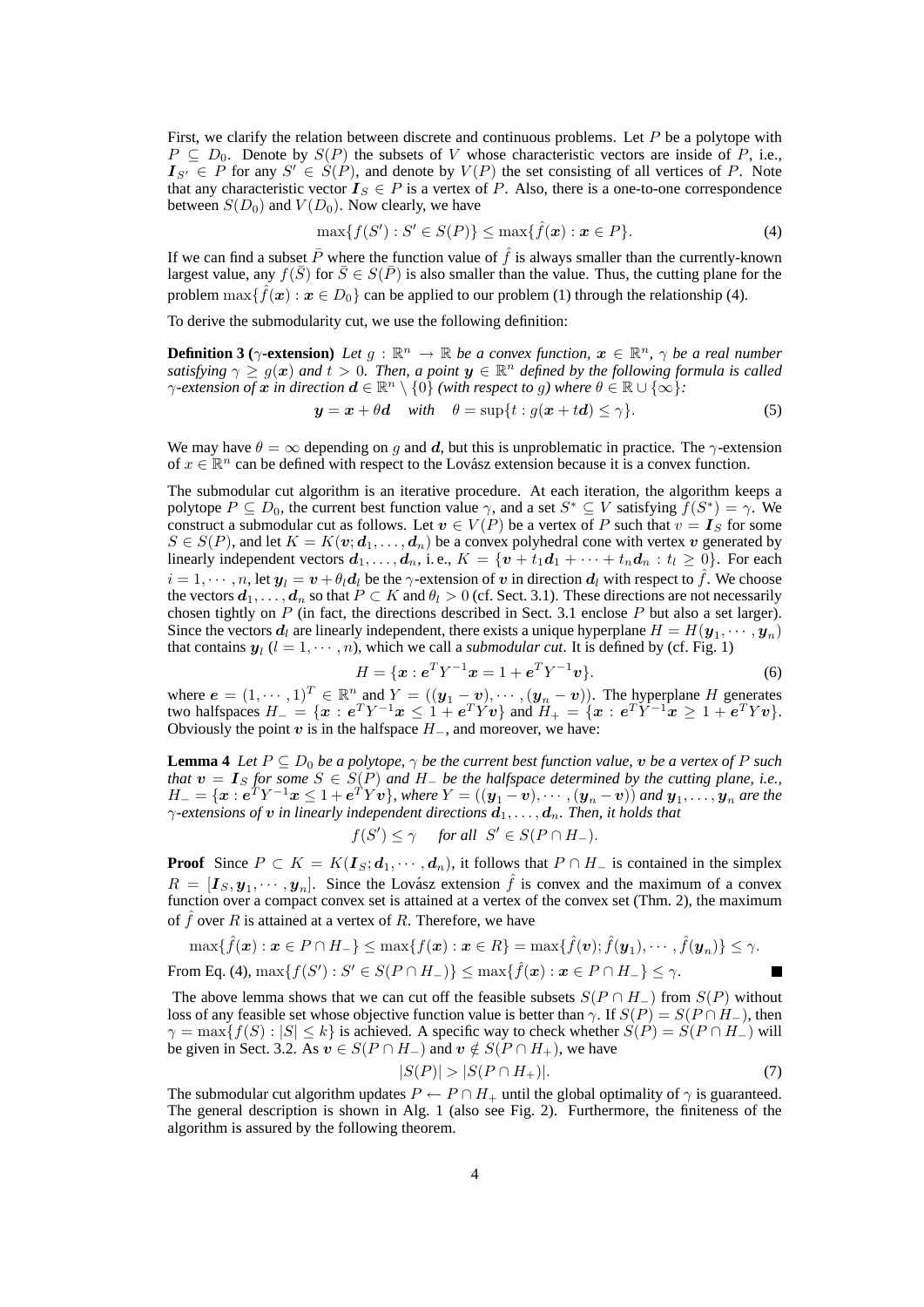First, we clarify the relation between discrete and continuous problems. Let $P$ be a polytope with $P \subseteq D_0$. Denote by $S(P)$ the subsets of $V$ whose characteristic vectors are inside of $P$, i.e., $\boldsymbol{I}_{S'} \in P$ for any $S' \in S(P)$, and denote by $V(P)$ the set consisting of all vertices of $P$. Note that any characteristic vector $\boldsymbol{I}_S \in P$ is a vertex of $P$. Also, there is a one-to-one correspondence between $S(D_0)$ and $V(D_0)$. Now clearly, we have

$$\max\{f(S') : S' \in S(P)\} \leq \max\{\hat{f}(\boldsymbol{x}) : \boldsymbol{x} \in P\}. \tag{4}$$

If we can find a subset $\bar{P}$ where the function value of $\hat{f}$ is always smaller than the currently-known largest value, any $f(\bar{S})$ for $\bar{S} \in S(\bar{P})$ is also smaller than the value. Thus, the cutting plane for the problem $\max\{\hat{f}(\boldsymbol{x}) : \boldsymbol{x} \in D_0\}$ can be applied to our problem (1) through the relationship (4).

To derive the submodularity cut, we use the following definition:

**Definition 3 ($\gamma$-extension)** *Let $g : \mathbb{R}^n \to \mathbb{R}$ be a convex function, $\boldsymbol{x} \in \mathbb{R}^n$, $\gamma$ be a real number satisfying $\gamma \geq g(\boldsymbol{x})$ and $t > 0$. Then, a point $\boldsymbol{y} \in \mathbb{R}^n$ defined by the following formula is called $\gamma$-extension of $\boldsymbol{x}$ in direction $\boldsymbol{d} \in \mathbb{R}^n \setminus \{0\}$ (with respect to $g$) where $\theta \in \mathbb{R} \cup \{\infty\}$:*

$$\boldsymbol{y} = \boldsymbol{x} + \theta \boldsymbol{d} \quad \text{with} \quad \theta = \sup\{t : g(\boldsymbol{x} + t\boldsymbol{d}) \leq \gamma\}. \tag{5}$$

We may have $\theta = \infty$ depending on $g$ and $\boldsymbol{d}$, but this is unproblematic in practice. The $\gamma$-extension of $x \in \mathbb{R}^n$ can be defined with respect to the Lovász extension because it is a convex function.

The submodular cut algorithm is an iterative procedure. At each iteration, the algorithm keeps a polytope $P \subseteq D_0$, the current best function value $\gamma$, and a set $S^* \subseteq V$ satisfying $f(S^*) = \gamma$. We construct a submodular cut as follows. Let $\boldsymbol{v} \in V(P)$ be a vertex of $P$ such that $v = \boldsymbol{I}_S$ for some $S \in S(P)$, and let $K = K(\boldsymbol{v}; \boldsymbol{d}_1, \ldots, \boldsymbol{d}_n)$ be a convex polyhedral cone with vertex $\boldsymbol{v}$ generated by linearly independent vectors $\boldsymbol{d}_1, \ldots, \boldsymbol{d}_n$, i. e., $K = \{\boldsymbol{v} + t_1\boldsymbol{d}_1 + \cdots + t_n\boldsymbol{d}_n : t_l \geq 0\}$. For each $i = 1, \cdots, n$, let $\boldsymbol{y}_l = \boldsymbol{v} + \theta_l \boldsymbol{d}_l$ be the $\gamma$-extension of $\boldsymbol{v}$ in direction $\boldsymbol{d}_l$ with respect to $\hat{f}$. We choose the vectors $\boldsymbol{d}_1, \ldots, \boldsymbol{d}_n$ so that $P \subset K$ and $\theta_l > 0$ (cf. Sect. 3.1). These directions are not necessarily chosen tightly on $P$ (in fact, the directions described in Sect. 3.1 enclose $P$ but also a set larger). Since the vectors $\boldsymbol{d}_l$ are linearly independent, there exists a unique hyperplane $H = H(\boldsymbol{y}_1, \cdots, \boldsymbol{y}_n)$ that contains $\boldsymbol{y}_l$ $(l = 1, \cdots, n)$, which we call a *submodular cut*. It is defined by (cf. Fig. 1)

$$H = \{\boldsymbol{x} : \boldsymbol{e}^T Y^{-1} \boldsymbol{x} = 1 + \boldsymbol{e}^T Y^{-1} \boldsymbol{v}\}. \tag{6}$$

where $\boldsymbol{e} = (1, \cdots, 1)^T \in \mathbb{R}^n$ and $Y = ((\boldsymbol{y}_1 - \boldsymbol{v}), \cdots, (\boldsymbol{y}_n - \boldsymbol{v}))$. The hyperplane $H$ generates two halfspaces $H_- = \{\boldsymbol{x} : \boldsymbol{e}^T Y^{-1} \boldsymbol{x} \leq 1 + \boldsymbol{e}^T Y \boldsymbol{v}\}$ and $H_+ = \{\boldsymbol{x} : \boldsymbol{e}^T Y^{-1} \boldsymbol{x} \geq 1 + \boldsymbol{e}^T Y \boldsymbol{v}\}$. Obviously the point $\boldsymbol{v}$ is in the halfspace $H_-$, and moreover, we have:

**Lemma 4** *Let $P \subseteq D_0$ be a polytope, $\gamma$ be the current best function value, $\boldsymbol{v}$ be a vertex of $P$ such that $\boldsymbol{v} = \boldsymbol{I}_S$ for some $S \in S(P)$ and $H_-$ be the halfspace determined by the cutting plane, i.e., $H_- = \{\boldsymbol{x} : \boldsymbol{e}^T Y^{-1} \boldsymbol{x} \leq 1 + \boldsymbol{e}^T Y \boldsymbol{v}\}$, where $Y = ((\boldsymbol{y}_1 - \boldsymbol{v}), \cdots, (\boldsymbol{y}_n - \boldsymbol{v}))$ and $\boldsymbol{y}_1, \ldots, \boldsymbol{y}_n$ are the $\gamma$-extensions of $\boldsymbol{v}$ in linearly independent directions $\boldsymbol{d}_1, \ldots, \boldsymbol{d}_n$. Then, it holds that*

$$f(S') \leq \gamma \quad \text{for all} \;\; S' \in S(P \cap H_-).$$

**Proof** Since $P \subset K = K(\boldsymbol{I}_S; \boldsymbol{d}_1, \cdots, \boldsymbol{d}_n)$, it follows that $P \cap H_-$ is contained in the simplex $R = [\boldsymbol{I}_S, \boldsymbol{y}_1, \cdots, \boldsymbol{y}_n]$. Since the Lovász extension $\hat{f}$ is convex and the maximum of a convex function over a compact convex set is attained at a vertex of the convex set (Thm. 2), the maximum of $\hat{f}$ over $R$ is attained at a vertex of $R$. Therefore, we have

$$\max\{\hat{f}(\boldsymbol{x}) : \boldsymbol{x} \in P \cap H_-\} \leq \max\{f(\boldsymbol{x}) : \boldsymbol{x} \in R\} = \max\{\hat{f}(\boldsymbol{v}); \hat{f}(\boldsymbol{y}_1), \cdots, \hat{f}(\boldsymbol{y}_n)\} \leq \gamma.$$

From Eq. (4), $\max\{f(S') : S' \in S(P \cap H_-)\} \leq \max\{\hat{f}(\boldsymbol{x}) : \boldsymbol{x} \in P \cap H_-\} \leq \gamma$. ∎

The above lemma shows that we can cut off the feasible subsets $S(P \cap H_-)$ from $S(P)$ without loss of any feasible set whose objective function value is better than $\gamma$. If $S(P) = S(P \cap H_-)$, then $\gamma = \max\{f(S) : |S| \leq k\}$ is achieved. A specific way to check whether $S(P) = S(P \cap H_-)$ will be given in Sect. 3.2. As $\boldsymbol{v} \in S(P \cap H_-)$ and $\boldsymbol{v} \notin S(P \cap H_+)$, we have

$$|S(P)| > |S(P \cap H_+)|. \tag{7}$$

The submodular cut algorithm updates $P \leftarrow P \cap H_+$ until the global optimality of $\gamma$ is guaranteed. The general description is shown in Alg. 1 (also see Fig. 2). Furthermore, the finiteness of the algorithm is assured by the following theorem.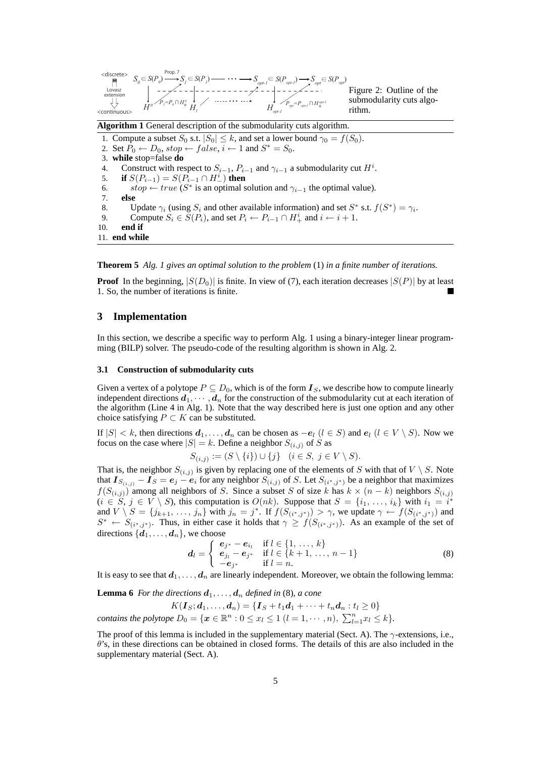Figure 2: Outline of the submodularity cuts algorithm.

**Algorithm 1** General description of the submodularity cuts algorithm.

1. Compute a subset $S_0$ s.t. $|S_0| \leq k$, and set a lower bound $\gamma_0 = f(S_0)$.
2. Set $P_0 \leftarrow D_0$, $stop \leftarrow false$, $i \leftarrow 1$ and $S^* = S_0$.
3. **while** stop=false **do**
4.   Construct with respect to $S_{i-1}$, $P_{i-1}$ and $\gamma_{i-1}$ a submodularity cut $H^i$.
5.   **if** $S(P_{i-1}) = S(P_{i-1} \cap H^i_-)$ **then**
6.     $stop \leftarrow true$ ($S^*$ is an optimal solution and $\gamma_{i-1}$ the optimal value).
7.   **else**
8.     Update $\gamma_i$ (using $S_i$ and other available information) and set $S^*$ s.t. $f(S^*) = \gamma_i$.
9.     Compute $S_i \in S(P_i)$, and set $P_i \leftarrow P_{i-1} \cap H^i_+$ and $i \leftarrow i+1$.
10.   **end if**
11. **end while**

**Theorem 5** *Alg. 1 gives an optimal solution to the problem* (1) *in a finite number of iterations.*

**Proof** In the beginning, $|S(D_0)|$ is finite. In view of (7), each iteration decreases $|S(P)|$ by at least 1. So, the number of iterations is finite. ■

## 3 Implementation

In this section, we describe a specific way to perform Alg. 1 using a binary-integer linear programming (BILP) solver. The pseudo-code of the resulting algorithm is shown in Alg. 2.

### 3.1 Construction of submodularity cuts

Given a vertex of a polytope $P \subseteq D_0$, which is of the form $\boldsymbol{I}_S$, we describe how to compute linearly independent directions $\boldsymbol{d}_1, \cdots, \boldsymbol{d}_n$ for the construction of the submodularity cut at each iteration of the algorithm (Line 4 in Alg. 1). Note that the way described here is just one option and any other choice satisfying $P \subset K$ can be substituted.

If $|S| < k$, then directions $\boldsymbol{d}_1, \ldots, \boldsymbol{d}_n$ can be chosen as $-\boldsymbol{e}_l$ ($l \in S$) and $\boldsymbol{e}_l$ ($l \in V \setminus S$). Now we focus on the case where $|S| = k$. Define a neighbor $S_{(i,j)}$ of $S$ as

$$S_{(i,j)} := (S \setminus \{i\}) \cup \{j\} \quad (i \in S,\ j \in V \setminus S).$$

That is, the neighbor $S_{(i,j)}$ is given by replacing one of the elements of $S$ with that of $V \setminus S$. Note that $\boldsymbol{I}_{S_{(i,j)}} - \boldsymbol{I}_S = \boldsymbol{e}_j - \boldsymbol{e}_i$ for any neighbor $S_{(i,j)}$ of $S$. Let $S_{(i^*,j^*)}$ be a neighbor that maximizes $f(S_{(i,j)})$ among all neighbors of $S$. Since a subset $S$ of size $k$ has $k \times (n-k)$ neighbors $S_{(i,j)}$ ($i \in S$, $j \in V \setminus S$), this computation is $O(nk)$. Suppose that $S = \{i_1, \ldots, i_k\}$ with $i_1 = i^*$ and $V \setminus S = \{j_{k+1}, \ldots, j_n\}$ with $j_n = j^*$. If $f(S_{(i^*,j^*)}) > \gamma$, we update $\gamma \leftarrow f(S_{(i^*,j^*)})$ and $S^* \leftarrow S_{(i^*,j^*)}$. Thus, in either case it holds that $\gamma \geq f(S_{(i^*,j^*)})$. As an example of the set of directions $\{\boldsymbol{d}_1, \ldots, \boldsymbol{d}_n\}$, we choose

$$\boldsymbol{d}_l = \begin{cases} \boldsymbol{e}_{j^*} - \boldsymbol{e}_{i_l} & \text{if } l \in \{1, \ldots, k\} \\ \boldsymbol{e}_{j_l} - \boldsymbol{e}_{j^*} & \text{if } l \in \{k+1, \ldots, n-1\} \\ -\boldsymbol{e}_{j^*} & \text{if } l = n. \end{cases} \tag{8}$$

It is easy to see that $\boldsymbol{d}_1, \ldots, \boldsymbol{d}_n$ are linearly independent. Moreover, we obtain the following lemma:

**Lemma 6** *For the directions $\boldsymbol{d}_1, \ldots, \boldsymbol{d}_n$ defined in* (8)*, a cone*

$$K(\boldsymbol{I}_S; \boldsymbol{d}_1, \ldots, \boldsymbol{d}_n) = \{\boldsymbol{I}_S + t_1\boldsymbol{d}_1 + \cdots + t_n\boldsymbol{d}_n : t_l \geq 0\}$$

*contains the polytope $D_0 = \{\boldsymbol{x} \in \mathbb{R}^n : 0 \leq x_l \leq 1\ (l = 1, \cdots, n),\ \sum_{l=1}^n x_l \leq k\}$.*

The proof of this lemma is included in the supplementary material (Sect. A). The $\gamma$-extensions, i.e., $\theta$'s, in these directions can be obtained in closed forms. The details of this are also included in the supplementary material (Sect. A).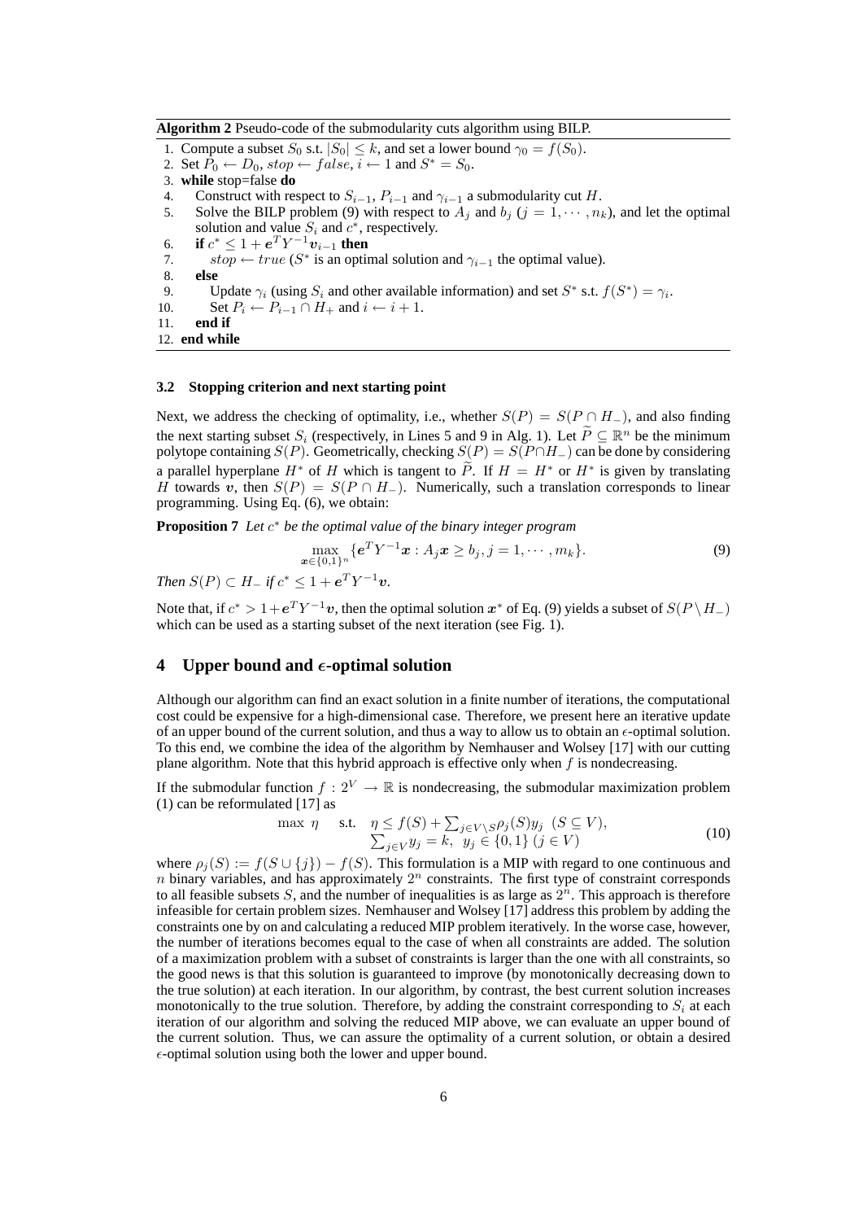**Algorithm 2** Pseudo-code of the submodularity cuts algorithm using BILP.

```
1.  Compute a subset S_0 s.t. |S_0| ≤ k, and set a lower bound γ_0 = f(S_0).
2.  Set P_0 ← D_0, stop ← false, i ← 1 and S* = S_0.
3.  while stop=false do
4.      Construct with respect to S_{i-1}, P_{i-1} and γ_{i-1} a submodularity cut H.
5.      Solve the BILP problem (9) with respect to A_j and b_j (j = 1, ..., n_k), and let the optimal
        solution and value S_i and c*, respectively.
6.      if c* ≤ 1 + e^T Y^{-1} v_{i-1} then
7.          stop ← true (S* is an optimal solution and γ_{i-1} the optimal value).
8.      else
9.          Update γ_i (using S_i and other available information) and set S* s.t. f(S*) = γ_i.
10.         Set P_i ← P_{i-1} ∩ H_+ and i ← i + 1.
11.     end if
12. end while
```

### 3.2 Stopping criterion and next starting point

Next, we address the checking of optimality, i.e., whether $S(P) = S(P \cap H_-)$, and also finding the next starting subset $S_i$ (respectively, in Lines 5 and 9 in Alg. 1). Let $\widetilde{P} \subseteq \mathbb{R}^n$ be the minimum polytope containing $S(P)$. Geometrically, checking $S(P) = S(P \cap H_-)$ can be done by considering a parallel hyperplane $H^*$ of $H$ which is tangent to $\widetilde{P}$. If $H = H^*$ or $H^*$ is given by translating $H$ towards $\boldsymbol{v}$, then $S(P) = S(P \cap H_-)$. Numerically, such a translation corresponds to linear programming. Using Eq. (6), we obtain:

**Proposition 7** *Let $c^*$ be the optimal value of the binary integer program*

$$\max_{\boldsymbol{x} \in \{0,1\}^n} \{\boldsymbol{e}^T Y^{-1} \boldsymbol{x} : A_j \boldsymbol{x} \geq b_j, j = 1, \cdots, m_k\}. \tag{9}$$

*Then $S(P) \subset H_-$ if $c^* \leq 1 + \boldsymbol{e}^T Y^{-1} \boldsymbol{v}$.*

Note that, if $c^* > 1 + \boldsymbol{e}^T Y^{-1} \boldsymbol{v}$, then the optimal solution $\boldsymbol{x}^*$ of Eq. (9) yields a subset of $S(P \setminus H_-)$ which can be used as a starting subset of the next iteration (see Fig. 1).

## 4 Upper bound and $\epsilon$-optimal solution

Although our algorithm can find an exact solution in a finite number of iterations, the computational cost could be expensive for a high-dimensional case. Therefore, we present here an iterative update of an upper bound of the current solution, and thus a way to allow us to obtain an $\epsilon$-optimal solution. To this end, we combine the idea of the algorithm by Nemhauser and Wolsey [17] with our cutting plane algorithm. Note that this hybrid approach is effective only when $f$ is nondecreasing.

If the submodular function $f : 2^V \to \mathbb{R}$ is nondecreasing, the submodular maximization problem (1) can be reformulated [17] as

$$\begin{aligned} \max\ \eta \quad \text{s.t.} \quad & \eta \leq f(S) + \textstyle\sum_{j \in V \setminus S} \rho_j(S) y_j \ \ (S \subseteq V), \\ & \textstyle\sum_{j \in V} y_j = k, \ \ y_j \in \{0,1\} \ (j \in V) \end{aligned} \tag{10}$$

where $\rho_j(S) := f(S \cup \{j\}) - f(S)$. This formulation is a MIP with regard to one continuous and $n$ binary variables, and has approximately $2^n$ constraints. The first type of constraint corresponds to all feasible subsets $S$, and the number of inequalities is as large as $2^n$. This approach is therefore infeasible for certain problem sizes. Nemhauser and Wolsey [17] address this problem by adding the constraints one by on and calculating a reduced MIP problem iteratively. In the worse case, however, the number of iterations becomes equal to the case of when all constraints are added. The solution of a maximization problem with a subset of constraints is larger than the one with all constraints, so the good news is that this solution is guaranteed to improve (by monotonically decreasing down to the true solution) at each iteration. In our algorithm, by contrast, the best current solution increases monotonically to the true solution. Therefore, by adding the constraint corresponding to $S_i$ at each iteration of our algorithm and solving the reduced MIP above, we can evaluate an upper bound of the current solution. Thus, we can assure the optimality of a current solution, or obtain a desired $\epsilon$-optimal solution using both the lower and upper bound.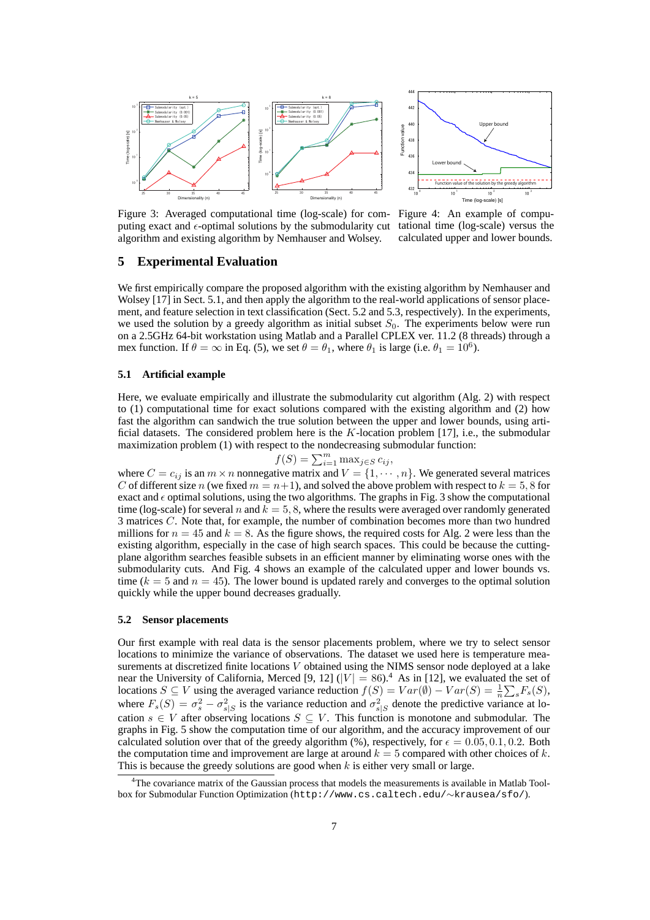Figure 3: Averaged computational time (log-scale) for computing exact and $\epsilon$-optimal solutions by the submodularity cut algorithm and existing algorithm by Nemhauser and Wolsey.

Figure 4: An example of computational time (log-scale) versus the calculated upper and lower bounds.

## 5 Experimental Evaluation

We first empirically compare the proposed algorithm with the existing algorithm by Nemhauser and Wolsey [17] in Sect. 5.1, and then apply the algorithm to the real-world applications of sensor placement, and feature selection in text classification (Sect. 5.2 and 5.3, respectively). In the experiments, we used the solution by a greedy algorithm as initial subset $S_0$. The experiments below were run on a 2.5GHz 64-bit workstation using Matlab and a Parallel CPLEX ver. 11.2 (8 threads) through a mex function. If $\theta = \infty$ in Eq. (5), we set $\theta = \theta_1$, where $\theta_1$ is large (i.e. $\theta_1 = 10^6$).

### 5.1 Artificial example

Here, we evaluate empirically and illustrate the submodularity cut algorithm (Alg. 2) with respect to (1) computational time for exact solutions compared with the existing algorithm and (2) how fast the algorithm can sandwich the true solution between the upper and lower bounds, using artificial datasets. The considered problem here is the $K$-location problem [17], i.e., the submodular maximization problem (1) with respect to the nondecreasing submodular function:

$$f(S) = \sum_{i=1}^{m} \max_{j \in S} c_{ij},$$

where $C = c_{ij}$ is an $m \times n$ nonnegative matrix and $V = \{1, \cdots, n\}$. We generated several matrices $C$ of different size $n$ (we fixed $m = n+1$), and solved the above problem with respect to $k = 5, 8$ for exact and $\epsilon$ optimal solutions, using the two algorithms. The graphs in Fig. 3 show the computational time (log-scale) for several $n$ and $k = 5, 8$, where the results were averaged over randomly generated 3 matrices $C$. Note that, for example, the number of combination becomes more than two hundred millions for $n = 45$ and $k = 8$. As the figure shows, the required costs for Alg. 2 were less than the existing algorithm, especially in the case of high search spaces. This could be because the cutting-plane algorithm searches feasible subsets in an efficient manner by eliminating worse ones with the submodularity cuts. And Fig. 4 shows an example of the calculated upper and lower bounds vs. time ($k = 5$ and $n = 45$). The lower bound is updated rarely and converges to the optimal solution quickly while the upper bound decreases gradually.

### 5.2 Sensor placements

Our first example with real data is the sensor placements problem, where we try to select sensor locations to minimize the variance of observations. The dataset we used here is temperature measurements at discretized finite locations $V$ obtained using the NIMS sensor node deployed at a lake near the University of California, Merced [9, 12] ($|V| = 86$).[4] As in [12], we evaluated the set of locations $S \subseteq V$ using the averaged variance reduction $f(S) = Var(\emptyset) - Var(S) = \frac{1}{n}\sum_s F_s(S)$, where $F_s(S) = \sigma_s^2 - \sigma_{s|S}^2$ is the variance reduction and $\sigma_{s|S}^2$ denote the predictive variance at location $s \in V$ after observing locations $S \subseteq V$. This function is monotone and submodular. The graphs in Fig. 5 show the computation time of our algorithm, and the accuracy improvement of our calculated solution over that of the greedy algorithm (%), respectively, for $\epsilon = 0.05, 0.1, 0.2$. Both the computation time and improvement are large at around $k = 5$ compared with other choices of $k$. This is because the greedy solutions are good when $k$ is either very small or large.

[4] The covariance matrix of the Gaussian process that models the measurements is available in Matlab Toolbox for Submodular Function Optimization (`http://www.cs.caltech.edu/~krausea/sfo/`).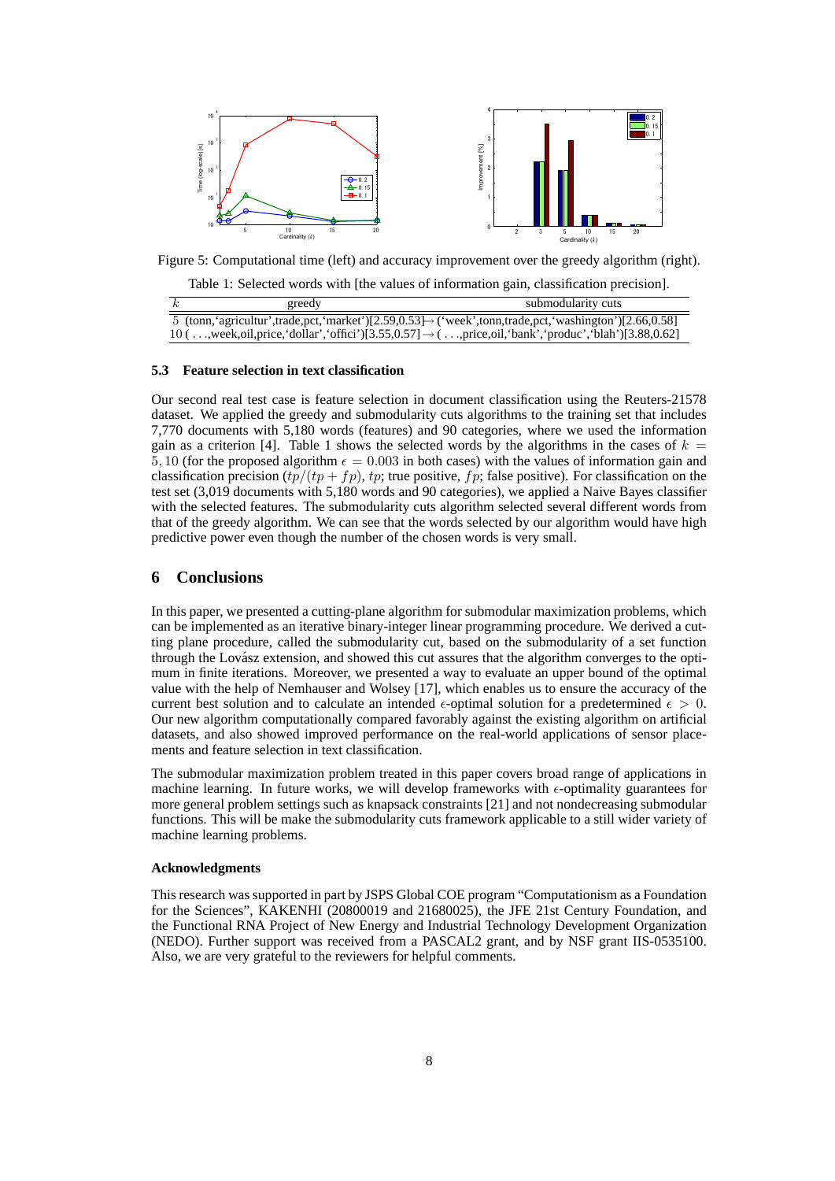Figure 5: Computational time (left) and accuracy improvement over the greedy algorithm (right).

Table 1: Selected words with [the values of information gain, classification precision].

| $k$ | greedy | submodularity cuts |
| --- | --- | --- |
| 5 | (tonn,'agricultur',trade,pct,'market')[2.59,0.53] | → ('week',tonn,trade,pct,'washington')[2.66,0.58] |
| 10 | ( . . .,week,oil,price,'dollar','offici')[3.55,0.57] | → ( . . .,price,oil,'bank','produc','blah')[3.88,0.62] |

### 5.3 Feature selection in text classification

Our second real test case is feature selection in document classification using the Reuters-21578 dataset. We applied the greedy and submodularity cuts algorithms to the training set that includes 7,770 documents with 5,180 words (features) and 90 categories, where we used the information gain as a criterion [4]. Table 1 shows the selected words by the algorithms in the cases of $k = 5, 10$ (for the proposed algorithm $\epsilon = 0.003$ in both cases) with the values of information gain and classification precision ($tp/(tp + fp)$, $tp$; true positive, $fp$; false positive). For classification on the test set (3,019 documents with 5,180 words and 90 categories), we applied a Naive Bayes classifier with the selected features. The submodularity cuts algorithm selected several different words from that of the greedy algorithm. We can see that the words selected by our algorithm would have high predictive power even though the number of the chosen words is very small.

## 6 Conclusions

In this paper, we presented a cutting-plane algorithm for submodular maximization problems, which can be implemented as an iterative binary-integer linear programming procedure. We derived a cutting plane procedure, called the submodularity cut, based on the submodularity of a set function through the Lovász extension, and showed this cut assures that the algorithm converges to the optimum in finite iterations. Moreover, we presented a way to evaluate an upper bound of the optimal value with the help of Nemhauser and Wolsey [17], which enables us to ensure the accuracy of the current best solution and to calculate an intended $\epsilon$-optimal solution for a predetermined $\epsilon > 0$. Our new algorithm computationally compared favorably against the existing algorithm on artificial datasets, and also showed improved performance on the real-world applications of sensor placements and feature selection in text classification.

The submodular maximization problem treated in this paper covers broad range of applications in machine learning. In future works, we will develop frameworks with $\epsilon$-optimality guarantees for more general problem settings such as knapsack constraints [21] and not nondecreasing submodular functions. This will be make the submodularity cuts framework applicable to a still wider variety of machine learning problems.

#### Acknowledgments

This research was supported in part by JSPS Global COE program "Computationism as a Foundation for the Sciences", KAKENHI (20800019 and 21680025), the JFE 21st Century Foundation, and the Functional RNA Project of New Energy and Industrial Technology Development Organization (NEDO). Further support was received from a PASCAL2 grant, and by NSF grant IIS-0535100. Also, we are very grateful to the reviewers for helpful comments.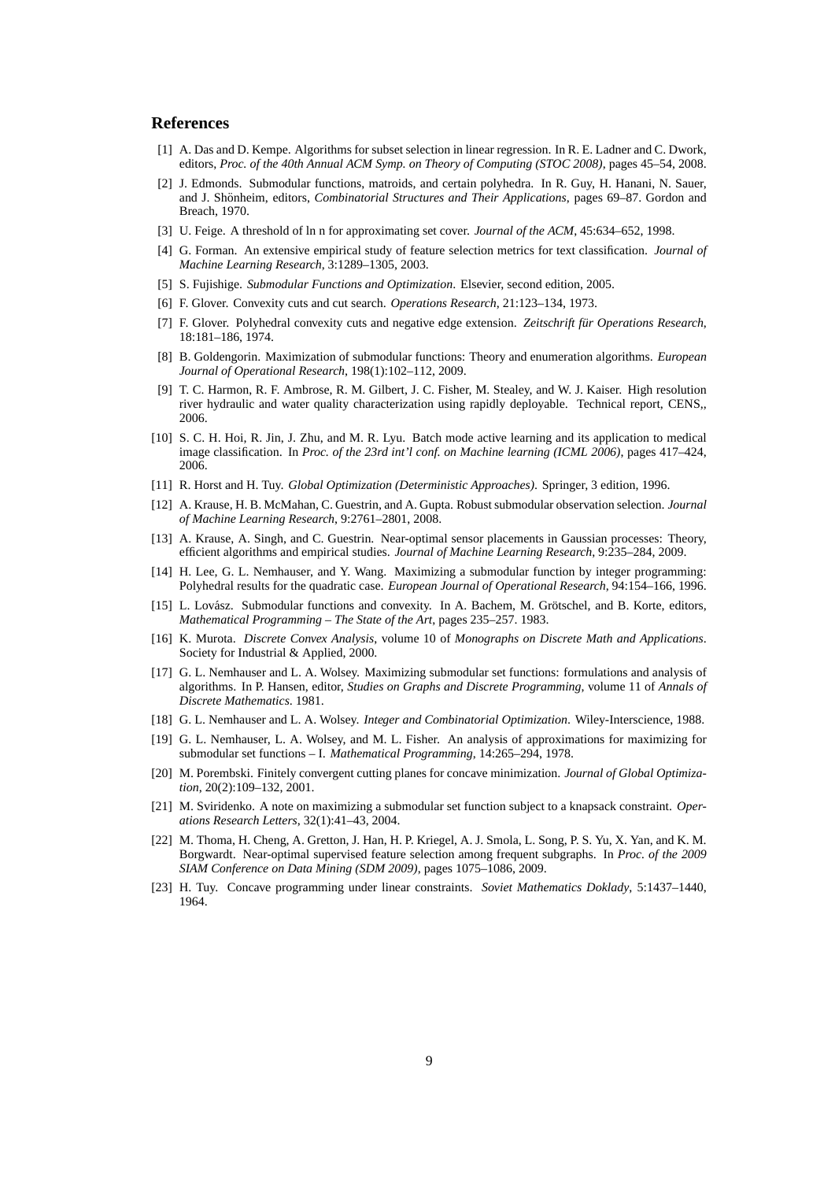## References

[1] A. Das and D. Kempe. Algorithms for subset selection in linear regression. In R. E. Ladner and C. Dwork, editors, *Proc. of the 40th Annual ACM Symp. on Theory of Computing (STOC 2008)*, pages 45–54, 2008.

[2] J. Edmonds. Submodular functions, matroids, and certain polyhedra. In R. Guy, H. Hanani, N. Sauer, and J. Shönheim, editors, *Combinatorial Structures and Their Applications*, pages 69–87. Gordon and Breach, 1970.

[3] U. Feige. A threshold of ln n for approximating set cover. *Journal of the ACM*, 45:634–652, 1998.

[4] G. Forman. An extensive empirical study of feature selection metrics for text classification. *Journal of Machine Learning Research*, 3:1289–1305, 2003.

[5] S. Fujishige. *Submodular Functions and Optimization*. Elsevier, second edition, 2005.

[6] F. Glover. Convexity cuts and cut search. *Operations Research*, 21:123–134, 1973.

[7] F. Glover. Polyhedral convexity cuts and negative edge extension. *Zeitschrift für Operations Research*, 18:181–186, 1974.

[8] B. Goldengorin. Maximization of submodular functions: Theory and enumeration algorithms. *European Journal of Operational Research*, 198(1):102–112, 2009.

[9] T. C. Harmon, R. F. Ambrose, R. M. Gilbert, J. C. Fisher, M. Stealey, and W. J. Kaiser. High resolution river hydraulic and water quality characterization using rapidly deployable. Technical report, CENS,, 2006.

[10] S. C. H. Hoi, R. Jin, J. Zhu, and M. R. Lyu. Batch mode active learning and its application to medical image classification. In *Proc. of the 23rd int'l conf. on Machine learning (ICML 2006)*, pages 417–424, 2006.

[11] R. Horst and H. Tuy. *Global Optimization (Deterministic Approaches)*. Springer, 3 edition, 1996.

[12] A. Krause, H. B. McMahan, C. Guestrin, and A. Gupta. Robust submodular observation selection. *Journal of Machine Learning Research*, 9:2761–2801, 2008.

[13] A. Krause, A. Singh, and C. Guestrin. Near-optimal sensor placements in Gaussian processes: Theory, efficient algorithms and empirical studies. *Journal of Machine Learning Research*, 9:235–284, 2009.

[14] H. Lee, G. L. Nemhauser, and Y. Wang. Maximizing a submodular function by integer programming: Polyhedral results for the quadratic case. *European Journal of Operational Research*, 94:154–166, 1996.

[15] L. Lovász. Submodular functions and convexity. In A. Bachem, M. Grötschel, and B. Korte, editors, *Mathematical Programming – The State of the Art*, pages 235–257. 1983.

[16] K. Murota. *Discrete Convex Analysis*, volume 10 of *Monographs on Discrete Math and Applications*. Society for Industrial & Applied, 2000.

[17] G. L. Nemhauser and L. A. Wolsey. Maximizing submodular set functions: formulations and analysis of algorithms. In P. Hansen, editor, *Studies on Graphs and Discrete Programming*, volume 11 of *Annals of Discrete Mathematics*. 1981.

[18] G. L. Nemhauser and L. A. Wolsey. *Integer and Combinatorial Optimization*. Wiley-Interscience, 1988.

[19] G. L. Nemhauser, L. A. Wolsey, and M. L. Fisher. An analysis of approximations for maximizing for submodular set functions – I. *Mathematical Programming*, 14:265–294, 1978.

[20] M. Porembski. Finitely convergent cutting planes for concave minimization. *Journal of Global Optimization*, 20(2):109–132, 2001.

[21] M. Sviridenko. A note on maximizing a submodular set function subject to a knapsack constraint. *Operations Research Letters*, 32(1):41–43, 2004.

[22] M. Thoma, H. Cheng, A. Gretton, J. Han, H. P. Kriegel, A. J. Smola, L. Song, P. S. Yu, X. Yan, and K. M. Borgwardt. Near-optimal supervised feature selection among frequent subgraphs. In *Proc. of the 2009 SIAM Conference on Data Mining (SDM 2009)*, pages 1075–1086, 2009.

[23] H. Tuy. Concave programming under linear constraints. *Soviet Mathematics Doklady*, 5:1437–1440, 1964.